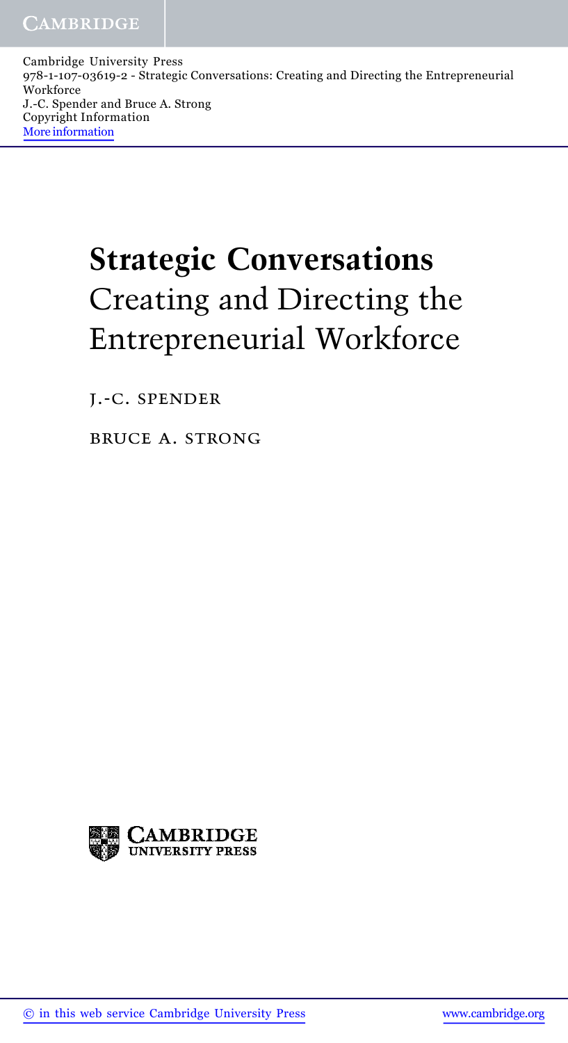# Strategic Conversations
## Creating and Directing the Entrepreneurial Workforce

J.-C. SPENDER

BRUCE A. STRONG

CAMBRIDGE UNIVERSITY PRESS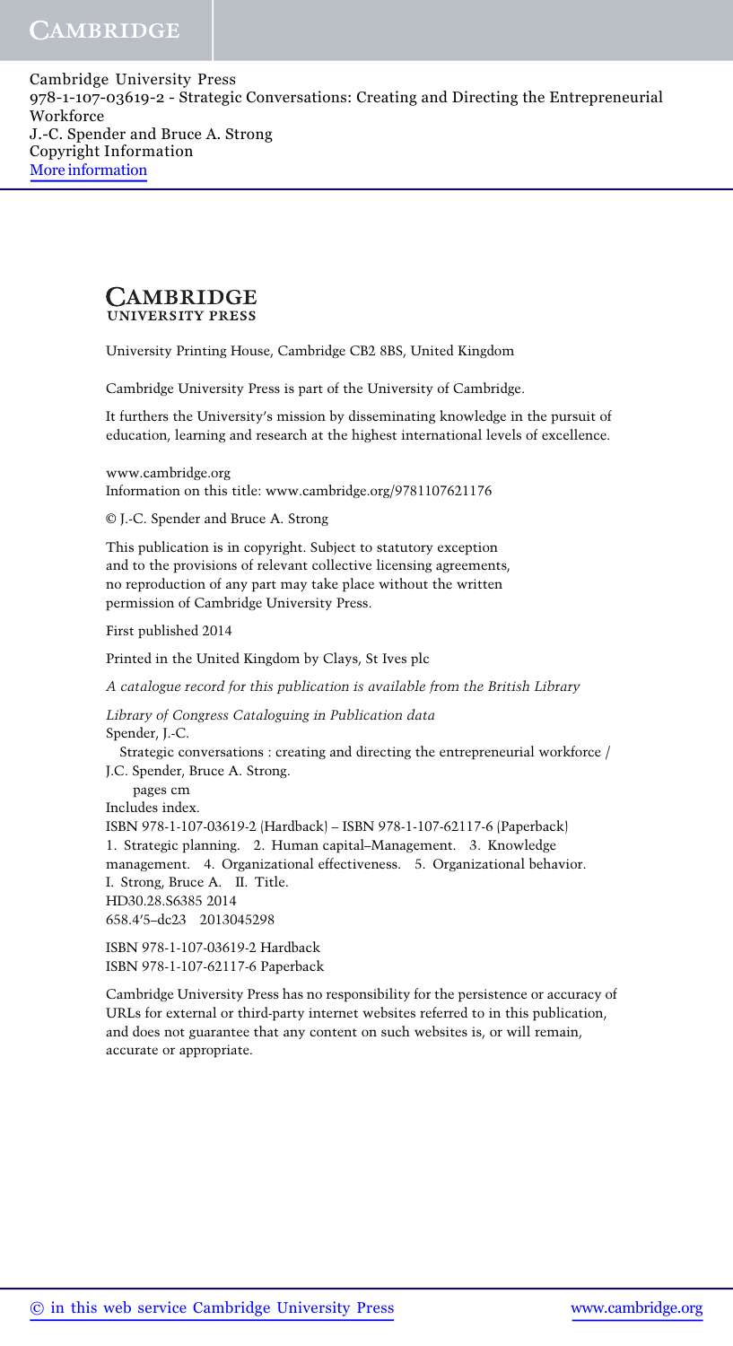**CAMBRIDGE**
UNIVERSITY PRESS

University Printing House, Cambridge CB2 8BS, United Kingdom

Cambridge University Press is part of the University of Cambridge.

It furthers the University's mission by disseminating knowledge in the pursuit of education, learning and research at the highest international levels of excellence.

www.cambridge.org
Information on this title: www.cambridge.org/9781107621176

© J.-C. Spender and Bruce A. Strong

This publication is in copyright. Subject to statutory exception and to the provisions of relevant collective licensing agreements, no reproduction of any part may take place without the written permission of Cambridge University Press.

First published 2014

Printed in the United Kingdom by Clays, St Ives plc

*A catalogue record for this publication is available from the British Library*

*Library of Congress Cataloguing in Publication data*
Spender, J.-C.
Strategic conversations : creating and directing the entrepreneurial workforce / J.C. Spender, Bruce A. Strong.
pages cm
Includes index.
ISBN 978-1-107-03619-2 (Hardback) – ISBN 978-1-107-62117-6 (Paperback)
1. Strategic planning. 2. Human capital–Management. 3. Knowledge management. 4. Organizational effectiveness. 5. Organizational behavior. I. Strong, Bruce A. II. Title.
HD30.28.S6385 2014
658.4′5–dc23 2013045298

ISBN 978-1-107-03619-2 Hardback
ISBN 978-1-107-62117-6 Paperback

Cambridge University Press has no responsibility for the persistence or accuracy of URLs for external or third-party internet websites referred to in this publication, and does not guarantee that any content on such websites is, or will remain, accurate or appropriate.